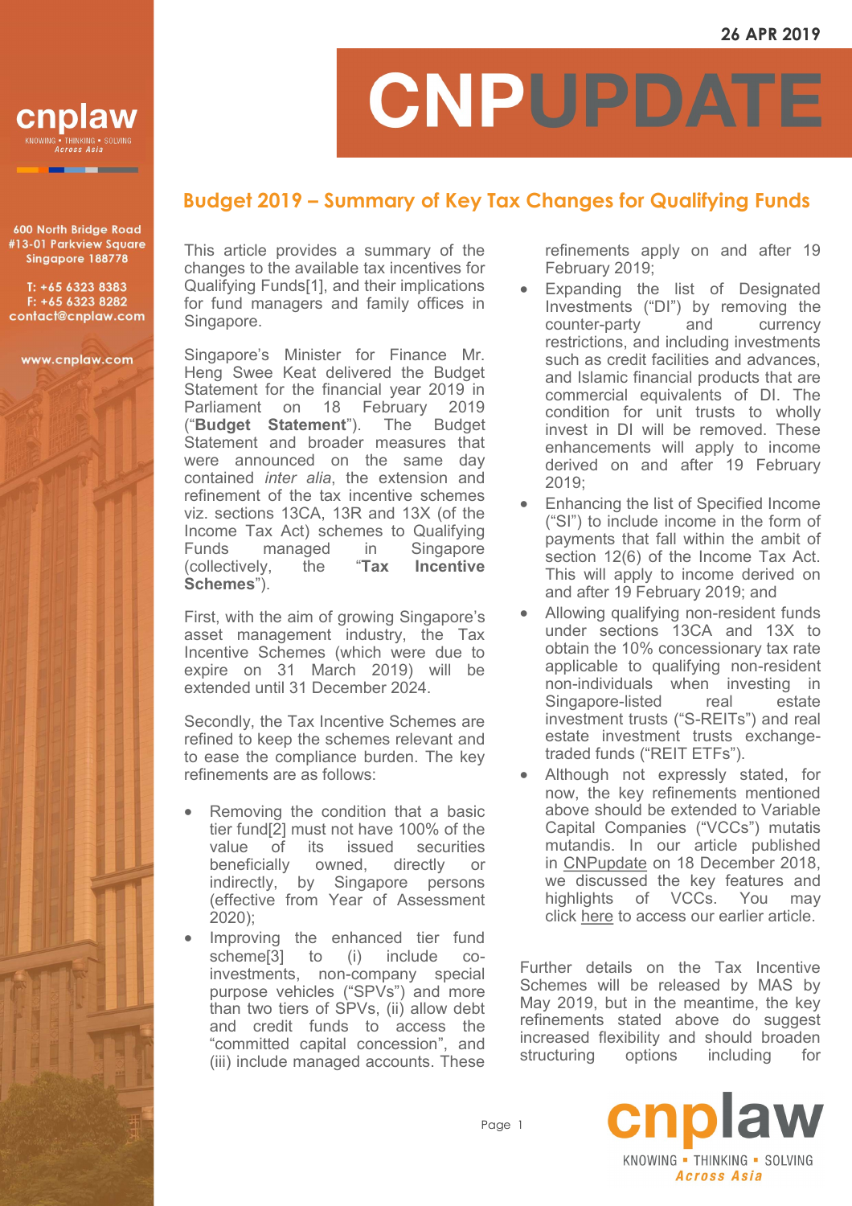# Budget 2019 – Summary of Key Tax Changes for Qualifying Funds

This article provides a summary of the changes to the available tax incentives for Qualifying Funds[1], and their implications for fund managers and family offices in Singapore.

Singapore's Minister for Finance Mr. Heng Swee Keat delivered the Budget Statement for the financial year 2019 in Parliament on 18 February 2019 ("**Budget Statement**"). The Budget Statement and broader measures that were announced on the same day contained *inter alia*, the extension and refinement of the tax incentive schemes viz. sections 13CA, 13R and 13X (of the Income Tax Act) schemes to Qualifying Funds managed in Singapore (collectively, the "**Tax Incentive Schemes**").

First, with the aim of growing Singapore's asset management industry, the Tax Incentive Schemes (which were due to expire on 31 March 2019) will be extended until 31 December 2024.

Secondly, the Tax Incentive Schemes are refined to keep the schemes relevant and to ease the compliance burden. The key refinements are as follows:

- Removing the condition that a basic tier fund[2] must not have 100% of the value of its issued securities beneficially owned, directly or indirectly, by Singapore persons (effective from Year of Assessment 2020);
- Improving the enhanced tier fund scheme[3] to (i) include co-investments, non-company special purpose vehicles ("SPVs") and more than two tiers of SPVs, (ii) allow debt and credit funds to access the "committed capital concession", and (iii) include managed accounts. These refinements apply on and after 19 February 2019;
- Expanding the list of Designated Investments ("DI") by removing the counter-party and currency restrictions, and including investments such as credit facilities and advances, and Islamic financial products that are commercial equivalents of DI. The condition for unit trusts to wholly invest in DI will be removed. These enhancements will apply to income derived on and after 19 February 2019;
- Enhancing the list of Specified Income ("SI") to include income in the form of payments that fall within the ambit of section 12(6) of the Income Tax Act. This will apply to income derived on and after 19 February 2019; and
- Allowing qualifying non-resident funds under sections 13CA and 13X to obtain the 10% concessionary tax rate applicable to qualifying non-resident non-individuals when investing in Singapore-listed real estate investment trusts ("S-REITs") and real estate investment trusts exchange-traded funds ("REIT ETFs").
- Although not expressly stated, for now, the key refinements mentioned above should be extended to Variable Capital Companies ("VCCs") mutatis mutandis. In our article published in CNPupdate on 18 December 2018, we discussed the key features and highlights of VCCs. You may click here to access our earlier article.

Further details on the Tax Incentive Schemes will be released by MAS by May 2019, but in the meantime, the key refinements stated above do suggest increased flexibility and should broaden structuring options including for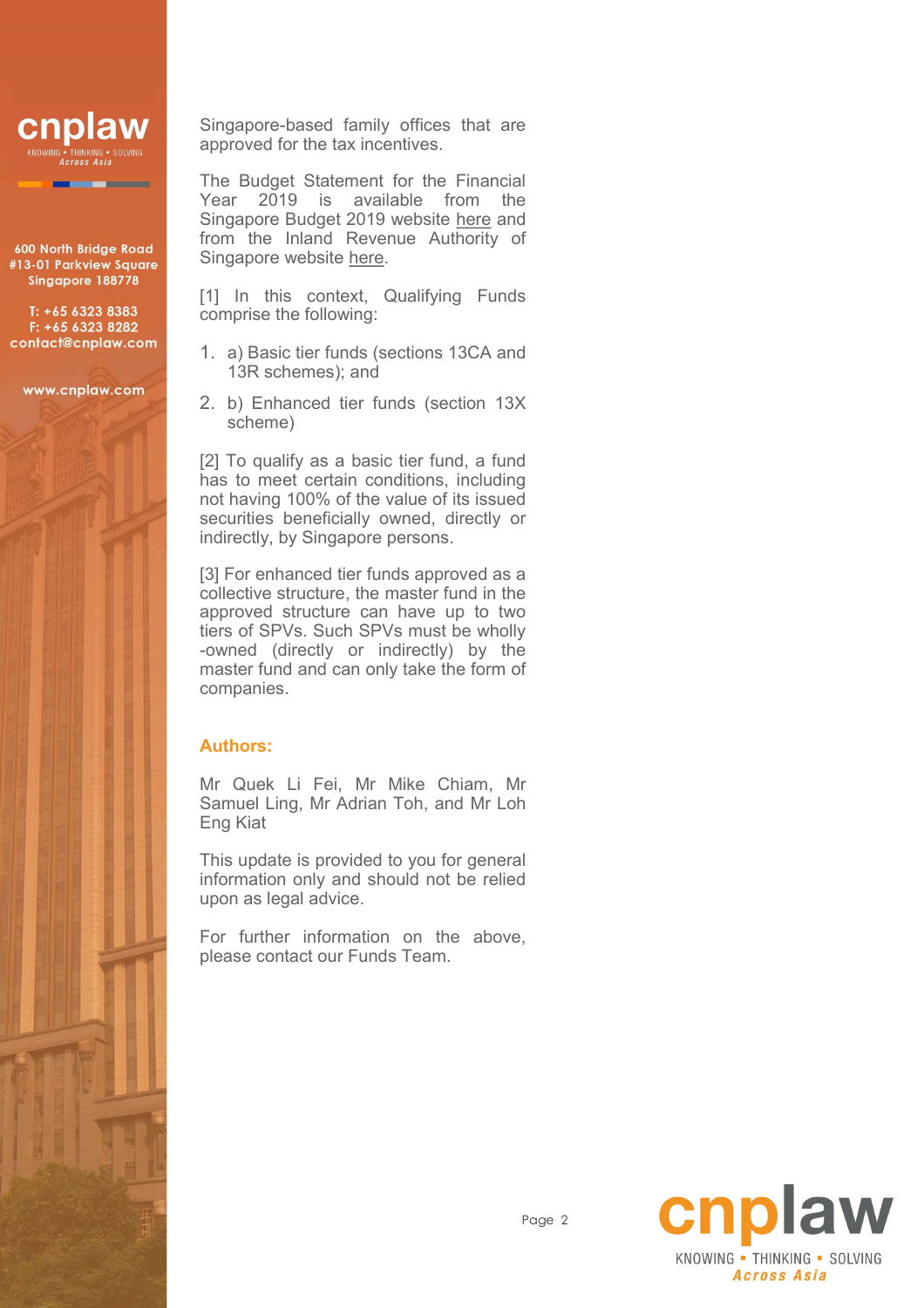Singapore-based family offices that are approved for the tax incentives.

The Budget Statement for the Financial Year 2019 is available from the Singapore Budget 2019 website here and from the Inland Revenue Authority of Singapore website here.

[1] In this context, Qualifying Funds comprise the following:

1. a) Basic tier funds (sections 13CA and 13R schemes); and
2. b) Enhanced tier funds (section 13X scheme)

[2] To qualify as a basic tier fund, a fund has to meet certain conditions, including not having 100% of the value of its issued securities beneficially owned, directly or indirectly, by Singapore persons.

[3] For enhanced tier funds approved as a collective structure, the master fund in the approved structure can have up to two tiers of SPVs. Such SPVs must be wholly -owned (directly or indirectly) by the master fund and can only take the form of companies.

**Authors:**

Mr Quek Li Fei, Mr Mike Chiam, Mr Samuel Ling, Mr Adrian Toh, and Mr Loh Eng Kiat

This update is provided to you for general information only and should not be relied upon as legal advice.

For further information on the above, please contact our Funds Team.